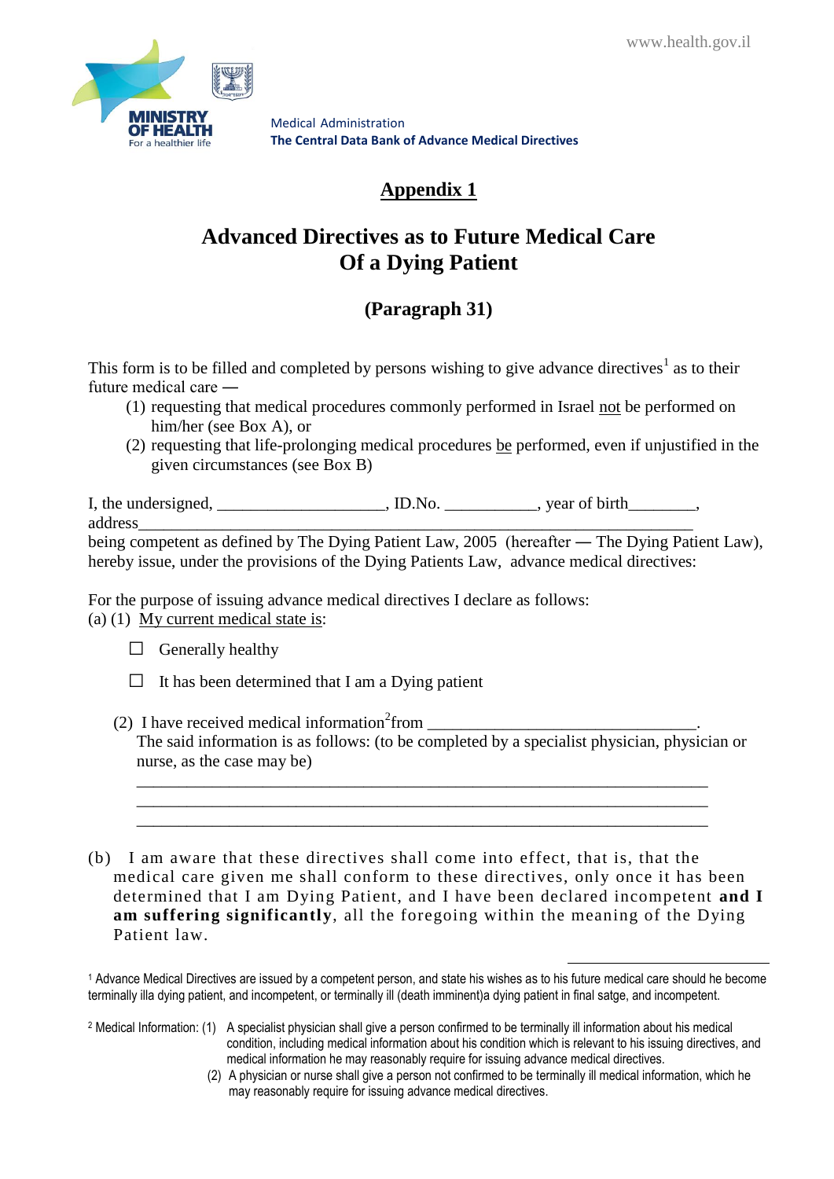Medical Administration
**The Central Data Bank of Advance Medical Directives**

# Appendix 1

## Advanced Directives as to Future Medical Care Of a Dying Patient

### (Paragraph 31)

This form is to be filled and completed by persons wishing to give advance directives[1] as to their future medical care —

(1) requesting that medical procedures commonly performed in Israel not be performed on him/her (see Box A), or

(2) requesting that life-prolonging medical procedures be performed, even if unjustified in the given circumstances (see Box B)

I, the undersigned, ____________________, ID.No. ___________, year of birth________, address______________________________________________________________________

being competent as defined by The Dying Patient Law, 2005 (hereafter — The Dying Patient Law), hereby issue, under the provisions of the Dying Patients Law, advance medical directives:

For the purpose of issuing advance medical directives I declare as follows:

(a) (1) My current medical state is:

☐ Generally healthy

☐ It has been determined that I am a Dying patient

(2) I have received medical information[2] from _________________________________.
The said information is as follows: (to be completed by a specialist physician, physician or nurse, as the case may be)

_________________________________________________________________________
_________________________________________________________________________
_________________________________________________________________________

(b) I am aware that these directives shall come into effect, that is, that the medical care given me shall conform to these directives, only once it has been determined that I am Dying Patient, and I have been declared incompetent **and I am suffering significantly**, all the foregoing within the meaning of the Dying Patient law.

---

[1] Advance Medical Directives are issued by a competent person, and state his wishes as to his future medical care should he become terminally illa dying patient, and incompetent, or terminally ill (death imminent)a dying patient in final satge, and incompetent.

[2] Medical Information: (1) A specialist physician shall give a person confirmed to be terminally ill information about his medical condition, including medical information about his condition which is relevant to his issuing directives, and medical information he may reasonably require for issuing advance medical directives.

(2) A physician or nurse shall give a person not confirmed to be terminally ill medical information, which he may reasonably require for issuing advance medical directives.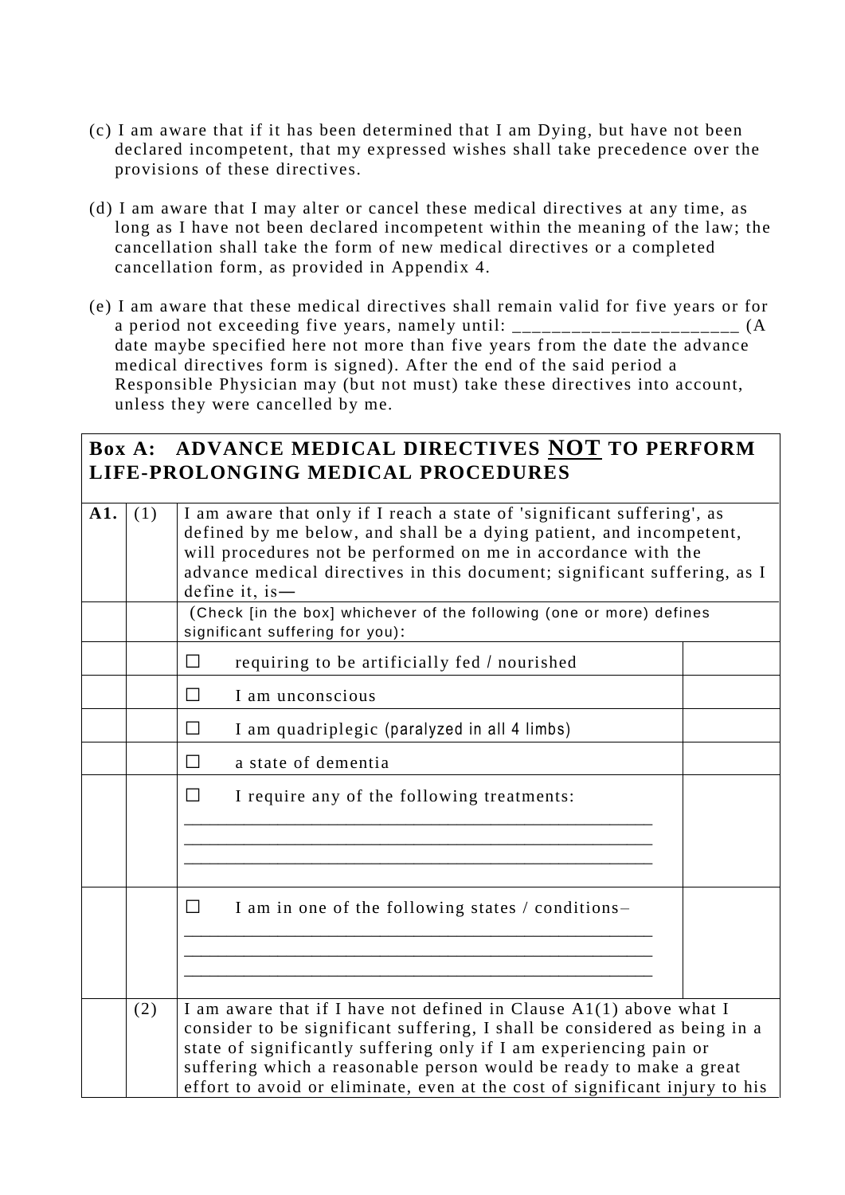(c) I am aware that if it has been determined that I am Dying, but have not been declared incompetent, that my expressed wishes shall take precedence over the provisions of these directives.

(d) I am aware that I may alter or cancel these medical directives at any time, as long as I have not been declared incompetent within the meaning of the law; the cancellation shall take the form of new medical directives or a completed cancellation form, as provided in Appendix 4.

(e) I am aware that these medical directives shall remain valid for five years or for a period not exceeding five years, namely until: ______________________ (A date maybe specified here not more than five years from the date the advance medical directives form is signed). After the end of the said period a Responsible Physician may (but not must) take these directives into account, unless they were cancelled by me.

| **Box A: ADVANCE MEDICAL DIRECTIVES NOT TO PERFORM LIFE-PROLONGING MEDICAL PROCEDURES** | | | |
|---|---|---|---|
| **A1.** | (1) | I am aware that only if I reach a state of 'significant suffering', as defined by me below, and shall be a dying patient, and incompetent, will procedures not be performed on me in accordance with the advance medical directives in this document; significant suffering, as I define it, is— | |
| | | (Check [in the box] whichever of the following (one or more) defines significant suffering for you): | |
| | | ☐ requiring to be artificially fed / nourished | |
| | | ☐ I am unconscious | |
| | | ☐ I am quadriplegic (paralyzed in all 4 limbs) | |
| | | ☐ a state of dementia | |
| | | ☐ I require any of the following treatments: ________________________________________________ ________________________________________________ ________________________________________________ | |
| | | ☐ I am in one of the following states / conditions– ________________________________________________ ________________________________________________ ________________________________________________ | |
| | (2) | I am aware that if I have not defined in Clause A1(1) above what I consider to be significant suffering, I shall be considered as being in a state of significantly suffering only if I am experiencing pain or suffering which a reasonable person would be ready to make a great effort to avoid or eliminate, even at the cost of significant injury to his | |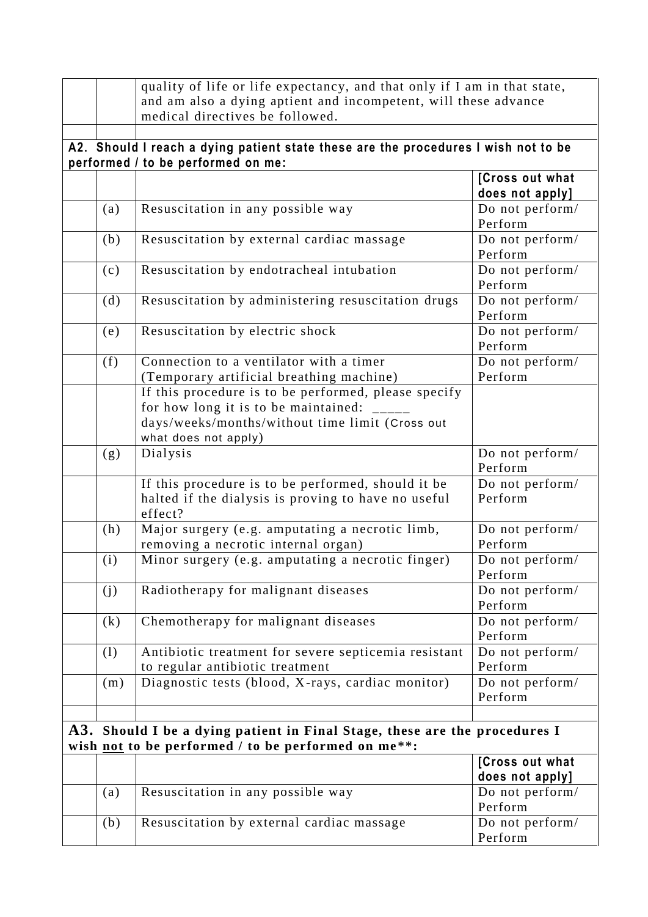|  |  |  |
|---|---|---|
|  |  | quality of life or life expectancy, and that only if I am in that state, and am also a dying aptient and incompetent, will these advance medical directives be followed. |
|  |  |  |

**A2. Should I reach a dying patient state these are the procedures I wish not to be performed / to be performed on me:**

|  |  |  | [Cross out what does not apply] |
|---|---|---|---|
|  | (a) | Resuscitation in any possible way | Do not perform/ Perform |
|  | (b) | Resuscitation by external cardiac massage | Do not perform/ Perform |
|  | (c) | Resuscitation by endotracheal intubation | Do not perform/ Perform |
|  | (d) | Resuscitation by administering resuscitation drugs | Do not perform/ Perform |
|  | (e) | Resuscitation by electric shock | Do not perform/ Perform |
|  | (f) | Connection to a ventilator with a timer (Temporary artificial breathing machine) | Do not perform/ Perform |
|  |  | If this procedure is to be performed, please specify for how long it is to be maintained: _____ days/weeks/months/without time limit (Cross out what does not apply) |  |
|  | (g) | Dialysis | Do not perform/ Perform |
|  |  | If this procedure is to be performed, should it be halted if the dialysis is proving to have no useful effect? | Do not perform/ Perform |
|  | (h) | Major surgery (e.g. amputating a necrotic limb, removing a necrotic internal organ) | Do not perform/ Perform |
|  | (i) | Minor surgery (e.g. amputating a necrotic finger) | Do not perform/ Perform |
|  | (j) | Radiotherapy for malignant diseases | Do not perform/ Perform |
|  | (k) | Chemotherapy for malignant diseases | Do not perform/ Perform |
|  | (l) | Antibiotic treatment for severe septicemia resistant to regular antibiotic treatment | Do not perform/ Perform |
|  | (m) | Diagnostic tests (blood, X-rays, cardiac monitor) | Do not perform/ Perform |
|  |  |  |  |

**A3. Should I be a dying patient in Final Stage, these are the procedures I wish <u>not</u> to be performed / to be performed on me**:**

|  |  |  | [Cross out what does not apply] |
|---|---|---|---|
|  | (a) | Resuscitation in any possible way | Do not perform/ Perform |
|  | (b) | Resuscitation by external cardiac massage | Do not perform/ Perform |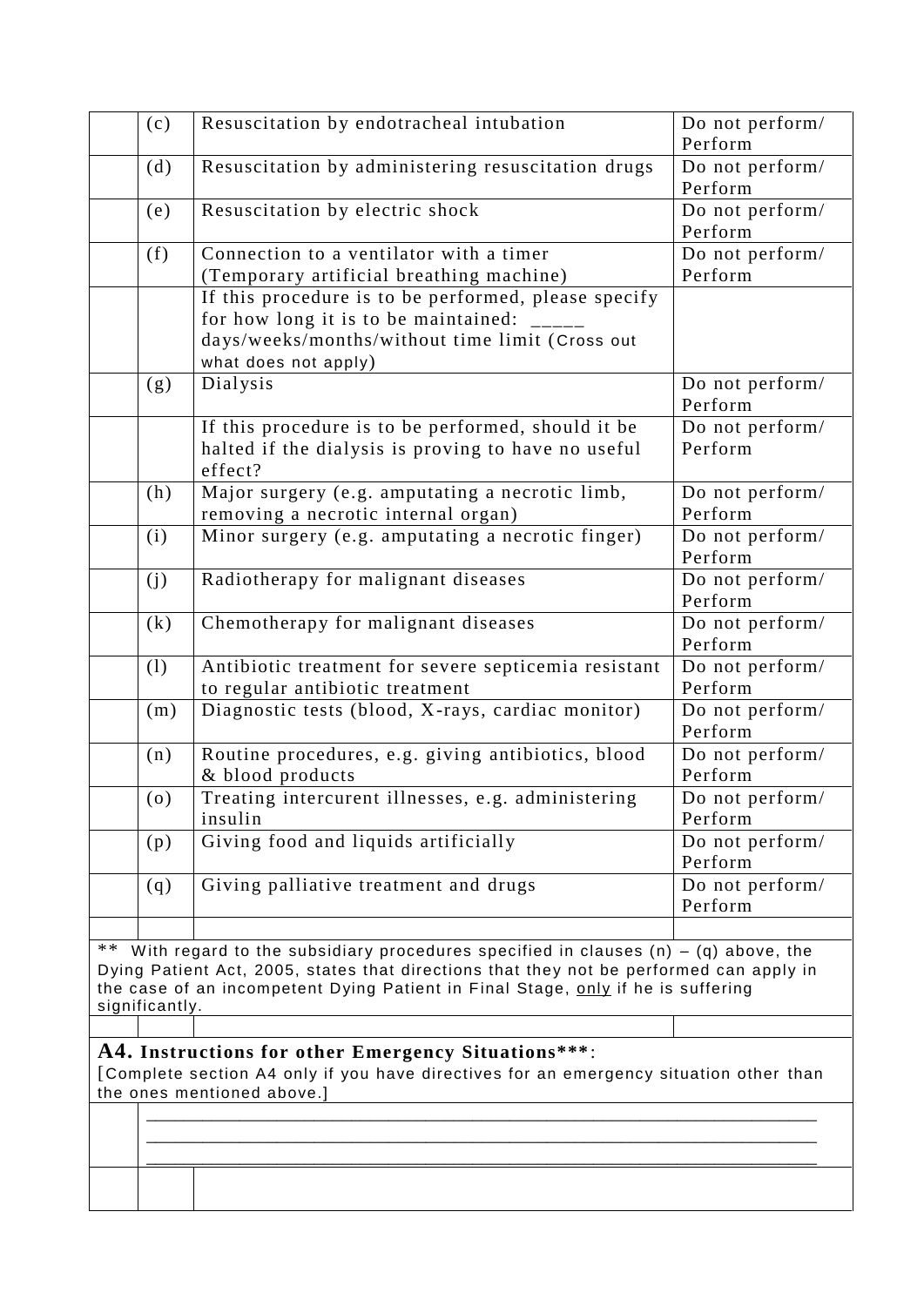| | | | |
|---|---|---|---|
| | (c) | Resuscitation by endotracheal intubation | Do not perform/ Perform |
| | (d) | Resuscitation by administering resuscitation drugs | Do not perform/ Perform |
| | (e) | Resuscitation by electric shock | Do not perform/ Perform |
| | (f) | Connection to a ventilator with a timer (Temporary artificial breathing machine) | Do not perform/ Perform |
| | | If this procedure is to be performed, please specify for how long it is to be maintained: _____ days/weeks/months/without time limit (Cross out what does not apply) | |
| | (g) | Dialysis | Do not perform/ Perform |
| | | If this procedure is to be performed, should it be halted if the dialysis is proving to have no useful effect? | Do not perform/ Perform |
| | (h) | Major surgery (e.g. amputating a necrotic limb, removing a necrotic internal organ) | Do not perform/ Perform |
| | (i) | Minor surgery (e.g. amputating a necrotic finger) | Do not perform/ Perform |
| | (j) | Radiotherapy for malignant diseases | Do not perform/ Perform |
| | (k) | Chemotherapy for malignant diseases | Do not perform/ Perform |
| | (l) | Antibiotic treatment for severe septicemia resistant to regular antibiotic treatment | Do not perform/ Perform |
| | (m) | Diagnostic tests (blood, X-rays, cardiac monitor) | Do not perform/ Perform |
| | (n) | Routine procedures, e.g. giving antibiotics, blood & blood products | Do not perform/ Perform |
| | (o) | Treating intercurent illnesses, e.g. administering insulin | Do not perform/ Perform |
| | (p) | Giving food and liquids artificially | Do not perform/ Perform |
| | (q) | Giving palliative treatment and drugs | Do not perform/ Perform |

** With regard to the subsidiary procedures specified in clauses (n) – (q) above, the Dying Patient Act, 2005, states that directions that they not be performed can apply in the case of an incompetent Dying Patient in Final Stage, only if he is suffering significantly.

**A4. Instructions for other Emergency Situations*****:

[Complete section A4 only if you have directives for an emergency situation other than the ones mentioned above.]

______________________________________________________________________

______________________________________________________________________

______________________________________________________________________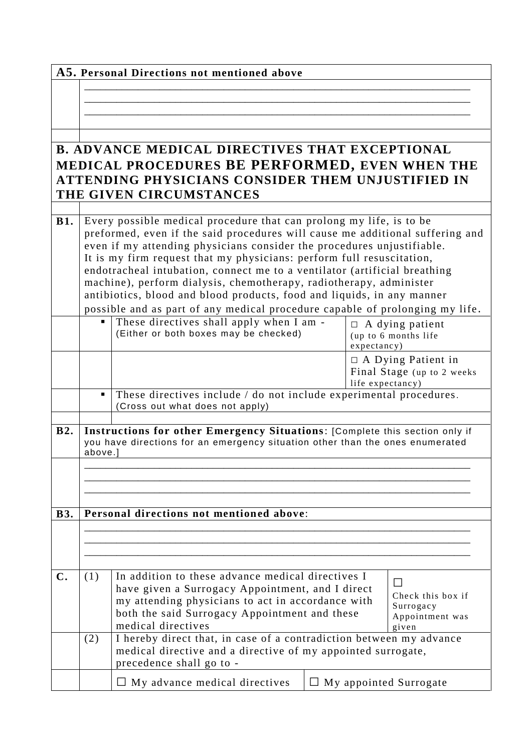**A5. Personal Directions not mentioned above**

______________________________________________________________________
______________________________________________________________________
______________________________________________________________________

## B. ADVANCE MEDICAL DIRECTIVES THAT EXCEPTIONAL MEDICAL PROCEDURES BE PERFORMED, EVEN WHEN THE ATTENDING PHYSICIANS CONSIDER THEM UNJUSTIFIED IN THE GIVEN CIRCUMSTANCES

**B1.** Every possible medical procedure that can prolong my life, is to be preformed, even if the said procedures will cause me additional suffering and even if my attending physicians consider the procedures unjustifiable.
It is my firm request that my physicians: perform full resuscitation, endotracheal intubation, connect me to a ventilator (artificial breathing machine), perform dialysis, chemotherapy, radiotherapy, administer antibiotics, blood and blood products, food and liquids, in any manner possible and as part of any medical procedure capable of prolonging my life.

| | |
|---|---|
| ▪ These directives shall apply when I am - (Either or both boxes may be checked) | □ A dying patient (up to 6 months life expectancy) |
| | □ A Dying Patient in Final Stage (up to 2 weeks life expectancy) |

▪ These directives include / do not include experimental procedures. (Cross out what does not apply)

**B2. Instructions for other Emergency Situations**: [Complete this section only if you have directions for an emergency situation other than the ones enumerated above.]

______________________________________________________________________
______________________________________________________________________
______________________________________________________________________

**B3. Personal directions not mentioned above**:

______________________________________________________________________
______________________________________________________________________
______________________________________________________________________

| | | | |
|---|---|---|---|
| **C.** | (1) | In addition to these advance medical directives I have given a Surrogacy Appointment, and I direct my attending physicians to act in accordance with both the said Surrogacy Appointment and these medical directives | ☐ Check this box if Surrogacy Appointment was given |
| | (2) | I hereby direct that, in case of a contradiction between my advance medical directive and a directive of my appointed surrogate, precedence shall go to - | |
| | | ☐ My advance medical directives | ☐ My appointed Surrogate |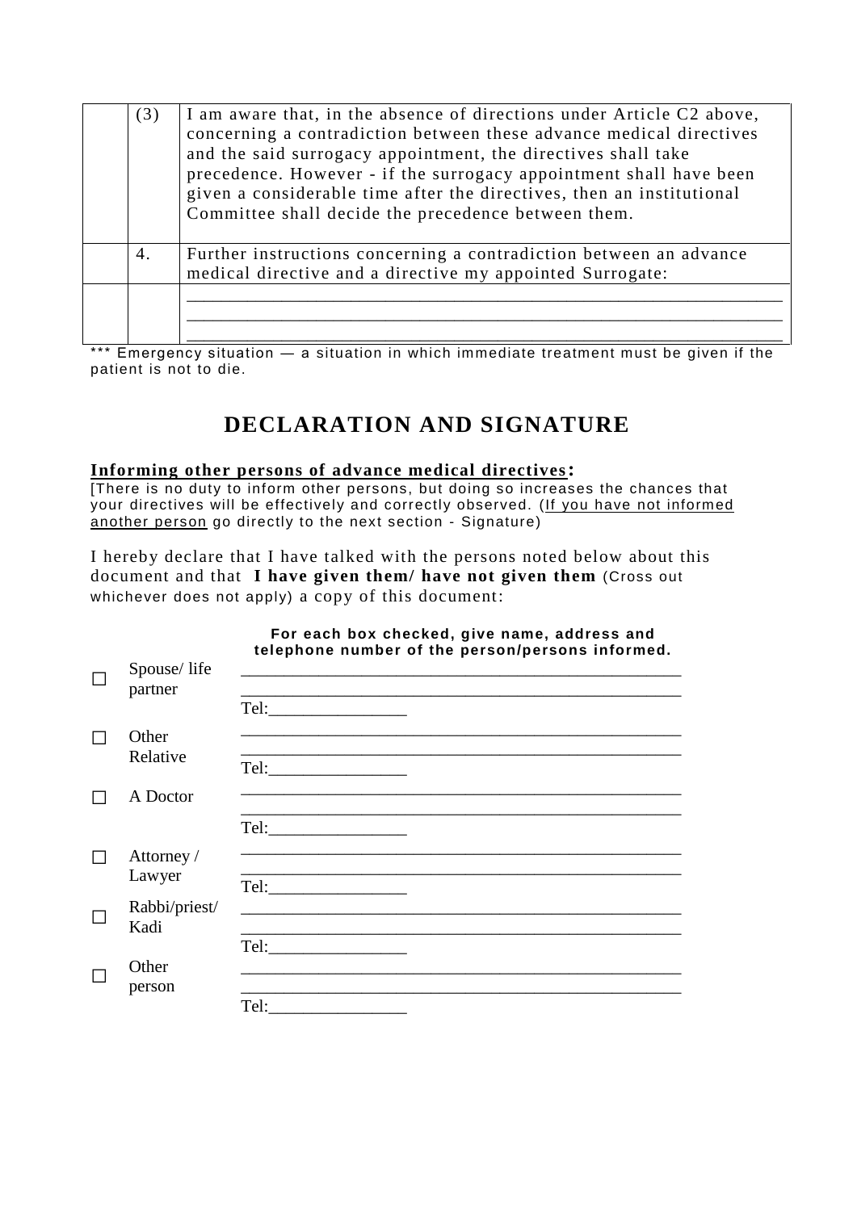|  | (3) | I am aware that, in the absence of directions under Article C2 above, concerning a contradiction between these advance medical directives and the said surrogacy appointment, the directives shall take precedence. However - if the surrogacy appointment shall have been given a considerable time after the directives, then an institutional Committee shall decide the precedence between them. |
|---|---|---|
|  | 4. | Further instructions concerning a contradiction between an advance medical directive and a directive my appointed Surrogate: |
|  |  | \_\_\_\_\_\_\_\_\_\_\_\_\_\_\_\_\_\_\_\_\_\_\_\_\_\_\_\_\_\_\_\_\_\_\_\_\_\_\_\_\_\_\_\_\_\_\_\_\_\_\_\_\_\_\_\_\_\_\_\_\_\_\_\_\_\_ \_\_\_\_\_\_\_\_\_\_\_\_\_\_\_\_\_\_\_\_\_\_\_\_\_\_\_\_\_\_\_\_\_\_\_\_\_\_\_\_\_\_\_\_\_\_\_\_\_\_\_\_\_\_\_\_\_\_\_\_\_\_\_\_\_\_ \_\_\_\_\_\_\_\_\_\_\_\_\_\_\_\_\_\_\_\_\_\_\_\_\_\_\_\_\_\_\_\_\_\_\_\_\_\_\_\_\_\_\_\_\_\_\_\_\_\_\_\_\_\_\_\_\_\_\_\_\_\_\_\_\_\_ |

*** Emergency situation — a situation in which immediate treatment must be given if the patient is not to die.

## DECLARATION AND SIGNATURE

**Informing other persons of advance medical directives:**

[There is no duty to inform other persons, but doing so increases the chances that your directives will be effectively and correctly observed. (If you have not informed another person go directly to the next section - Signature)

I hereby declare that I have talked with the persons noted below about this document and that **I have given them/ have not given them** (Cross out whichever does not apply) a copy of this document:

| | | **For each box checked, give name, address and telephone number of the person/persons informed.** |
|---|---|---|
| ☐ | Spouse/ life partner | \_\_\_\_\_\_\_\_\_\_\_\_\_\_\_\_\_\_\_\_\_\_\_\_\_\_\_\_\_\_\_\_\_\_\_\_\_\_\_\_\_\_\_\_\_\_\_\_ \_\_\_\_\_\_\_\_\_\_\_\_\_\_\_\_\_\_\_\_\_\_\_\_\_\_\_\_\_\_\_\_\_\_\_\_\_\_\_\_\_\_\_\_\_\_\_\_ Tel:\_\_\_\_\_\_\_\_\_\_\_\_\_\_\_\_ |
| ☐ | Other Relative | \_\_\_\_\_\_\_\_\_\_\_\_\_\_\_\_\_\_\_\_\_\_\_\_\_\_\_\_\_\_\_\_\_\_\_\_\_\_\_\_\_\_\_\_\_\_\_\_ \_\_\_\_\_\_\_\_\_\_\_\_\_\_\_\_\_\_\_\_\_\_\_\_\_\_\_\_\_\_\_\_\_\_\_\_\_\_\_\_\_\_\_\_\_\_\_\_ Tel:\_\_\_\_\_\_\_\_\_\_\_\_\_\_\_\_ |
| ☐ | A Doctor | \_\_\_\_\_\_\_\_\_\_\_\_\_\_\_\_\_\_\_\_\_\_\_\_\_\_\_\_\_\_\_\_\_\_\_\_\_\_\_\_\_\_\_\_\_\_\_\_ \_\_\_\_\_\_\_\_\_\_\_\_\_\_\_\_\_\_\_\_\_\_\_\_\_\_\_\_\_\_\_\_\_\_\_\_\_\_\_\_\_\_\_\_\_\_\_\_ Tel:\_\_\_\_\_\_\_\_\_\_\_\_\_\_\_\_ |
| ☐ | Attorney / Lawyer | \_\_\_\_\_\_\_\_\_\_\_\_\_\_\_\_\_\_\_\_\_\_\_\_\_\_\_\_\_\_\_\_\_\_\_\_\_\_\_\_\_\_\_\_\_\_\_\_ \_\_\_\_\_\_\_\_\_\_\_\_\_\_\_\_\_\_\_\_\_\_\_\_\_\_\_\_\_\_\_\_\_\_\_\_\_\_\_\_\_\_\_\_\_\_\_\_ Tel:\_\_\_\_\_\_\_\_\_\_\_\_\_\_\_\_ |
| ☐ | Rabbi/priest/ Kadi | \_\_\_\_\_\_\_\_\_\_\_\_\_\_\_\_\_\_\_\_\_\_\_\_\_\_\_\_\_\_\_\_\_\_\_\_\_\_\_\_\_\_\_\_\_\_\_\_ \_\_\_\_\_\_\_\_\_\_\_\_\_\_\_\_\_\_\_\_\_\_\_\_\_\_\_\_\_\_\_\_\_\_\_\_\_\_\_\_\_\_\_\_\_\_\_\_ Tel:\_\_\_\_\_\_\_\_\_\_\_\_\_\_\_\_ |
| ☐ | Other person | \_\_\_\_\_\_\_\_\_\_\_\_\_\_\_\_\_\_\_\_\_\_\_\_\_\_\_\_\_\_\_\_\_\_\_\_\_\_\_\_\_\_\_\_\_\_\_\_ \_\_\_\_\_\_\_\_\_\_\_\_\_\_\_\_\_\_\_\_\_\_\_\_\_\_\_\_\_\_\_\_\_\_\_\_\_\_\_\_\_\_\_\_\_\_\_\_ Tel:\_\_\_\_\_\_\_\_\_\_\_\_\_\_\_\_ |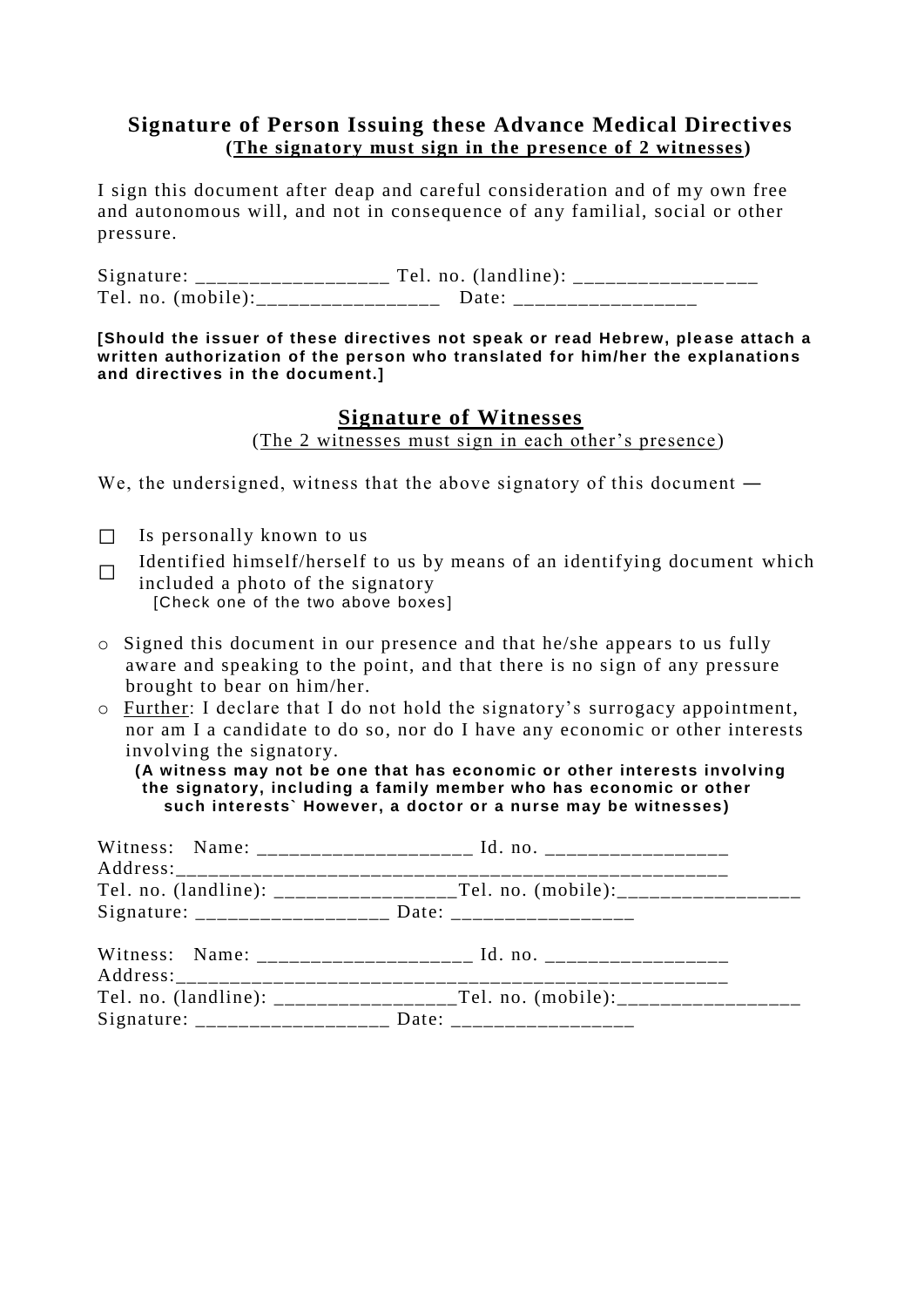## Signature of Person Issuing these Advance Medical Directives

**(The signatory must sign in the presence of 2 witnesses)**

I sign this document after deap and careful consideration and of my own free and autonomous will, and not in consequence of any familial, social or other pressure.

Signature: __________________ Tel. no. (landline): _________________
Tel. no. (mobile):_________________ Date: _________________

**[Should the issuer of these directives not speak or read Hebrew, please attach a written authorization of the person who translated for him/her the explanations and directives in the document.]**

## Signature of Witnesses

(The 2 witnesses must sign in each other's presence)

We, the undersigned, witness that the above signatory of this document —

☐ Is personally known to us

☐ Identified himself/herself to us by means of an identifying document which included a photo of the signatory

[Check one of the two above boxes]

- Signed this document in our presence and that he/she appears to us fully aware and speaking to the point, and that there is no sign of any pressure brought to bear on him/her.
- Further: I declare that I do not hold the signatory's surrogacy appointment, nor am I a candidate to do so, nor do I have any economic or other interests involving the signatory.

**(A witness may not be one that has economic or other interests involving the signatory, including a family member who has economic or other such interests` However, a doctor or a nurse may be witnesses)**

Witness: Name: ____________________ Id. no. _________________
Address:_____________________________________________________
Tel. no. (landline): _________________Tel. no. (mobile):_________________
Signature: __________________ Date: _________________

Witness: Name: ____________________ Id. no. _________________
Address:_____________________________________________________
Tel. no. (landline): _________________Tel. no. (mobile):_________________
Signature: __________________ Date: _________________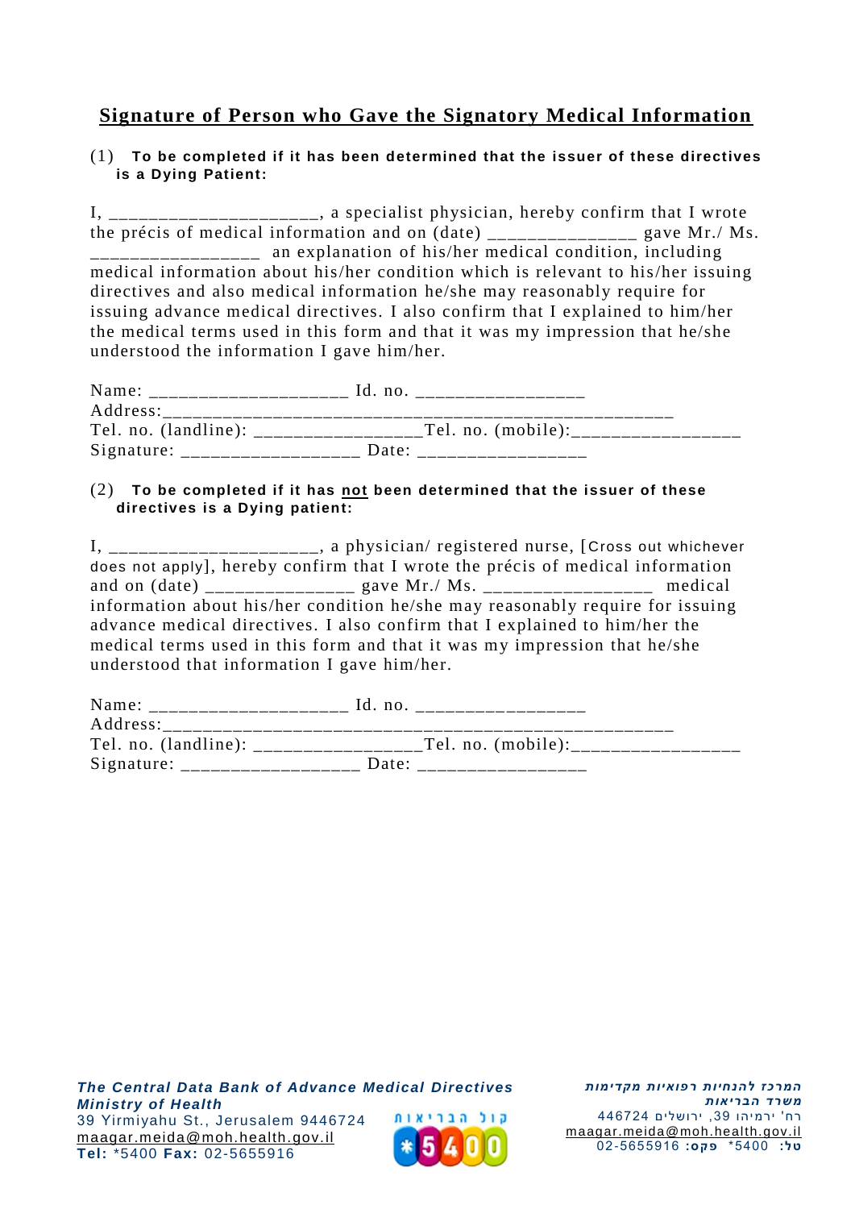# Signature of Person who Gave the Signatory Medical Information

(1) **To be completed if it has been determined that the issuer of these directives is a Dying Patient:**

I, _____________________, a specialist physician, hereby confirm that I wrote the précis of medical information and on (date) _______________ gave Mr./ Ms. _________________ an explanation of his/her medical condition, including medical information about his/her condition which is relevant to his/her issuing directives and also medical information he/she may reasonably require for issuing advance medical directives. I also confirm that I explained to him/her the medical terms used in this form and that it was my impression that he/she understood the information I gave him/her.

Name: ____________________ Id. no. _________________
Address:____________________________________________________
Tel. no. (landline): _________________Tel. no. (mobile):_________________
Signature: __________________ Date: _________________

(2) **To be completed if it has <u>not</u> been determined that the issuer of these directives is a Dying patient:**

I, _____________________, a physician/ registered nurse, [Cross out whichever does not apply], hereby confirm that I wrote the précis of medical information and on (date) _______________ gave Mr./ Ms. _________________ medical information about his/her condition he/she may reasonably require for issuing advance medical directives. I also confirm that I explained to him/her the medical terms used in this form and that it was my impression that he/she understood that information I gave him/her.

Name: ____________________ Id. no. _________________
Address:____________________________________________________
Tel. no. (landline): _________________Tel. no. (mobile):_________________
Signature: __________________ Date: _________________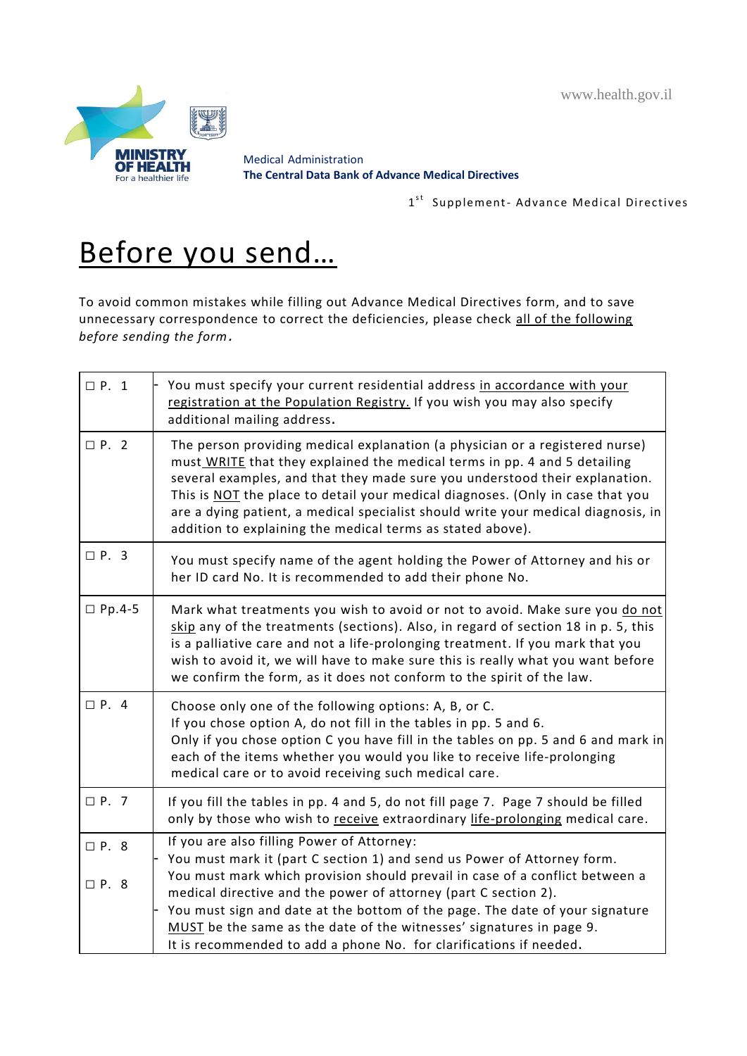Medical Administration
**The Central Data Bank of Advance Medical Directives**

1st Supplement- Advance Medical Directives

# Before you send…

To avoid common mistakes while filling out Advance Medical Directives form, and to save unnecessary correspondence to correct the deficiencies, please check all of the following *before sending the form*.

| | |
|---|---|
| ☐ P. 1 | - You must specify your current residential address in accordance with your registration at the Population Registry. If you wish you may also specify additional mailing address. |
| ☐ P. 2 | The person providing medical explanation (a physician or a registered nurse) must WRITE that they explained the medical terms in pp. 4 and 5 detailing several examples, and that they made sure you understood their explanation. This is NOT the place to detail your medical diagnoses. (Only in case that you are a dying patient, a medical specialist should write your medical diagnosis, in addition to explaining the medical terms as stated above). |
| ☐ P. 3 | You must specify name of the agent holding the Power of Attorney and his or her ID card No. It is recommended to add their phone No. |
| ☐ Pp.4-5 | Mark what treatments you wish to avoid or not to avoid. Make sure you do not skip any of the treatments (sections). Also, in regard of section 18 in p. 5, this is a palliative care and not a life-prolonging treatment. If you mark that you wish to avoid it, we will have to make sure this is really what you want before we confirm the form, as it does not conform to the spirit of the law. |
| ☐ P. 4 | Choose only one of the following options: A, B, or C.<br>If you chose option A, do not fill in the tables in pp. 5 and 6.<br>Only if you chose option C you have fill in the tables on pp. 5 and 6 and mark in each of the items whether you would you like to receive life-prolonging medical care or to avoid receiving such medical care. |
| ☐ P. 7 | If you fill the tables in pp. 4 and 5, do not fill page 7. Page 7 should be filled only by those who wish to receive extraordinary life-prolonging medical care. |
| ☐ P. 8<br><br>☐ P. 8 | If you are also filling Power of Attorney:<br>- You must mark it (part C section 1) and send us Power of Attorney form.<br>You must mark which provision should prevail in case of a conflict between a medical directive and the power of attorney (part C section 2).<br>- You must sign and date at the bottom of the page. The date of your signature MUST be the same as the date of the witnesses' signatures in page 9.<br>It is recommended to add a phone No. for clarifications if needed. |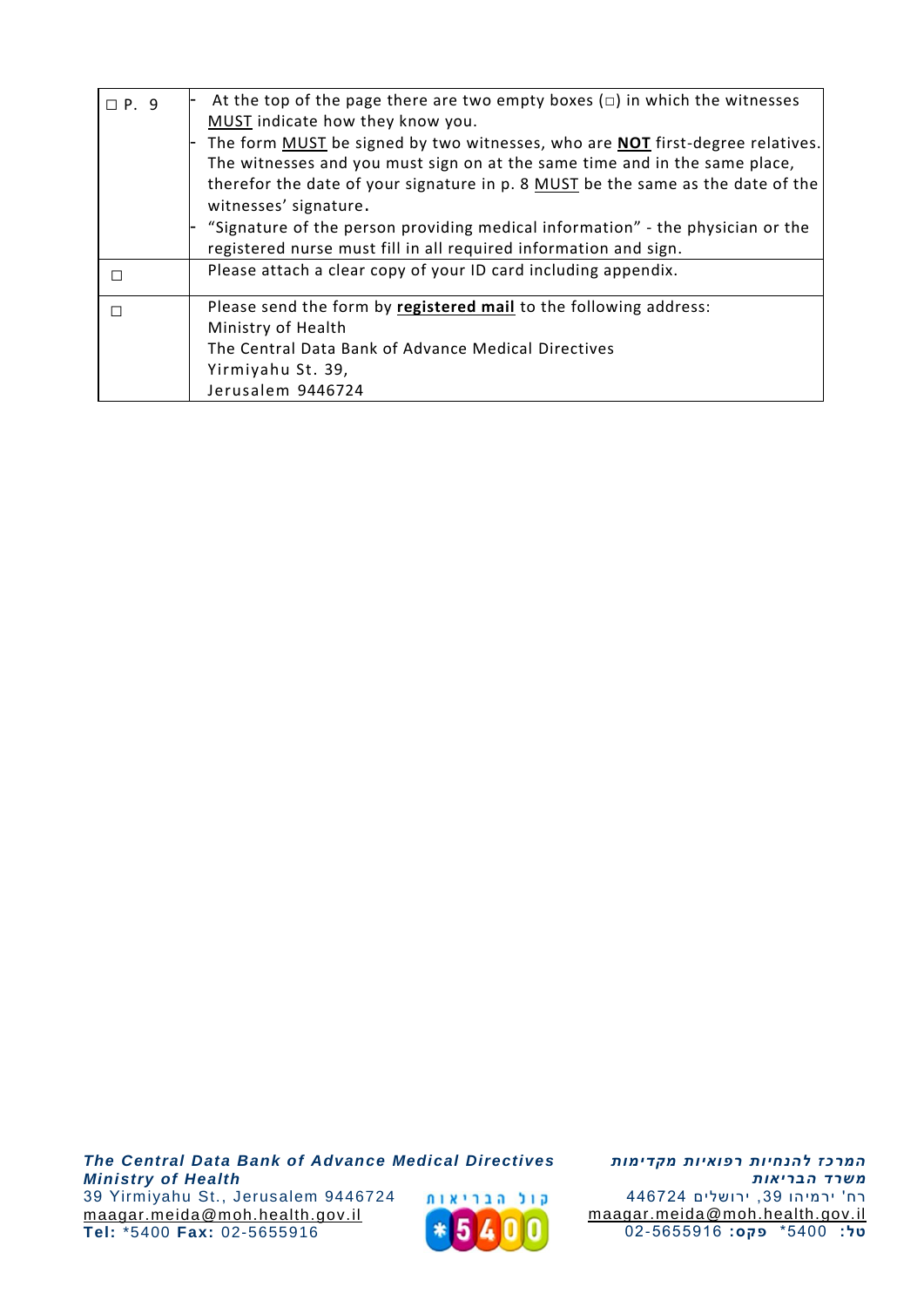| | |
|---|---|
| □ P. 9 | - At the top of the page there are two empty boxes (□) in which the witnesses <u>MUST</u> indicate how they know you.<br>- The form <u>MUST</u> be signed by two witnesses, who are <u>**NOT**</u> first-degree relatives. The witnesses and you must sign on at the same time and in the same place, therefor the date of your signature in p. 8 <u>MUST</u> be the same as the date of the witnesses' signature**.**<br>- "Signature of the person providing medical information" - the physician or the registered nurse must fill in all required information and sign. |
| □ | Please attach a clear copy of your ID card including appendix. |
| □ | Please send the form by <u>**registered mail**</u> to the following address:<br>Ministry of Health<br>The Central Data Bank of Advance Medical Directives<br>Yirmiyahu St. 39,<br>Jerusalem 9446724 |